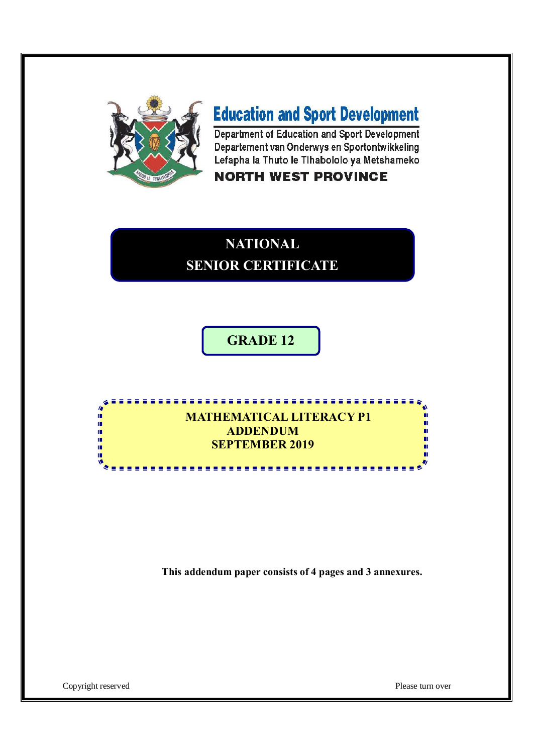# Education and Sport Development

Department of Education and Sport Development
Departement van Onderwys en Sportontwikkeling
Lefapha la Thuto le Tlhabololo ya Metshameko

**NORTH WEST PROVINCE**

# NATIONAL SENIOR CERTIFICATE

## GRADE 12

## MATHEMATICAL LITERACY P1
## ADDENDUM
## SEPTEMBER 2019

**This addendum paper consists of 4 pages and 3 annexures.**

Copyright reserved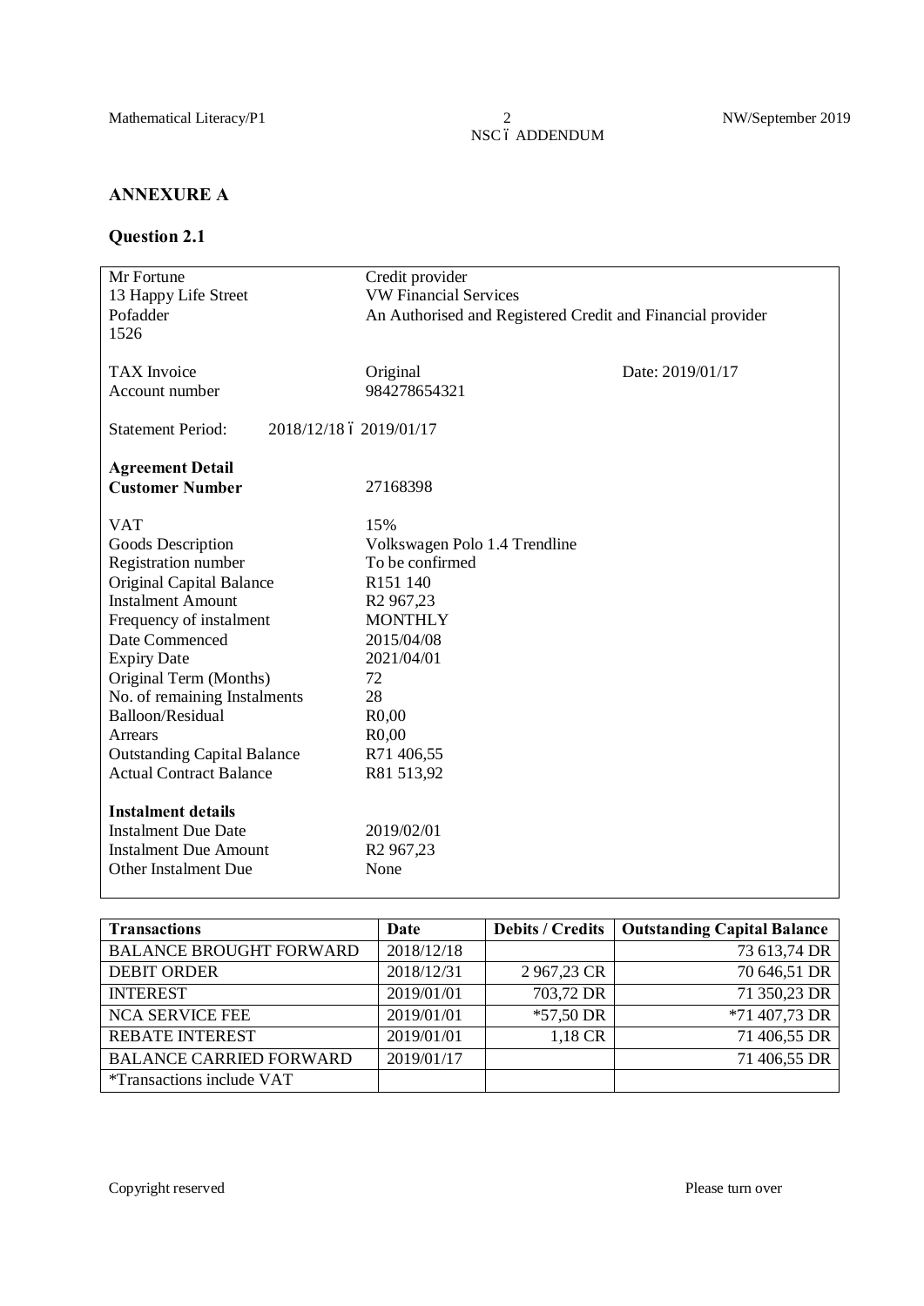## ANNEXURE A

### Question 2.1

Mr Fortune
13 Happy Life Street
Pofadder
1526

Credit provider
VW Financial Services
An Authorised and Registered Credit and Financial provider

TAX Invoice — Original — Date: 2019/01/17
Account number — 984278654321

Statement Period: 2018/12/18 – 2019/01/17

**Agreement Detail**

| | |
|---|---|
| **Customer Number** | 27168398 |
| VAT | 15% |
| Goods Description | Volkswagen Polo 1.4 Trendline |
| Registration number | To be confirmed |
| Original Capital Balance | R151 140 |
| Instalment Amount | R2 967,23 |
| Frequency of instalment | MONTHLY |
| Date Commenced | 2015/04/08 |
| Expiry Date | 2021/04/01 |
| Original Term (Months) | 72 |
| No. of remaining Instalments | 28 |
| Balloon/Residual | R0,00 |
| Arrears | R0,00 |
| Outstanding Capital Balance | R71 406,55 |
| Actual Contract Balance | R81 513,92 |

**Instalment details**

| | |
|---|---|
| Instalment Due Date | 2019/02/01 |
| Instalment Due Amount | R2 967,23 |
| Other Instalment Due | None |

| Transactions | Date | Debits / Credits | Outstanding Capital Balance |
|---|---|---|---|
| BALANCE BROUGHT FORWARD | 2018/12/18 | | 73 613,74 DR |
| DEBIT ORDER | 2018/12/31 | 2 967,23 CR | 70 646,51 DR |
| INTEREST | 2019/01/01 | 703,72 DR | 71 350,23 DR |
| NCA SERVICE FEE | 2019/01/01 | *57,50 DR | *71 407,73 DR |
| REBATE INTEREST | 2019/01/01 | 1,18 CR | 71 406,55 DR |
| BALANCE CARRIED FORWARD | 2019/01/17 | | 71 406,55 DR |
| *Transactions include VAT | | | |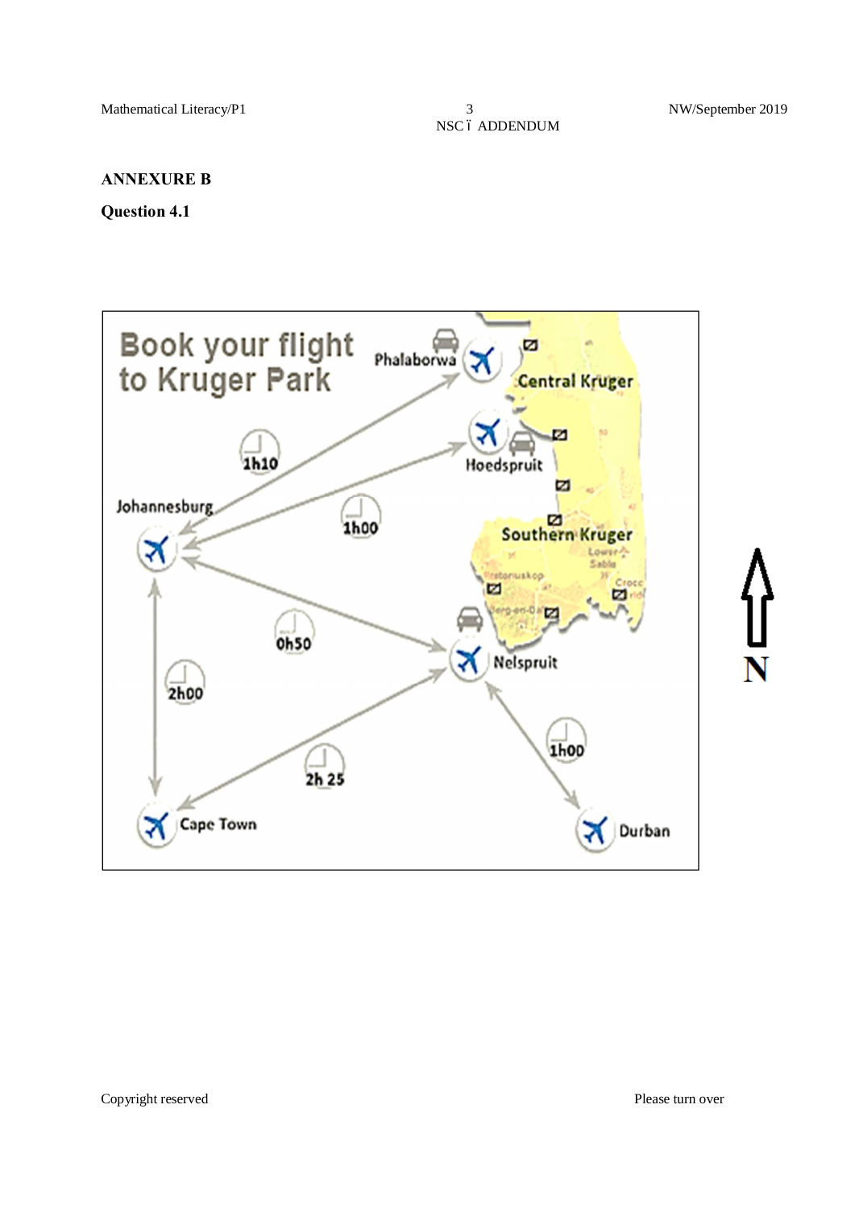**ANNEXURE B**

**Question 4.1**

Book your flight to Kruger Park

Phalaborwa

Central Kruger

1h10

Hoedspruit

Johannesburg

1h00

Southern Kruger

0h50

Nelspruit

2h00

1h00

2h 25

Cape Town

Durban

N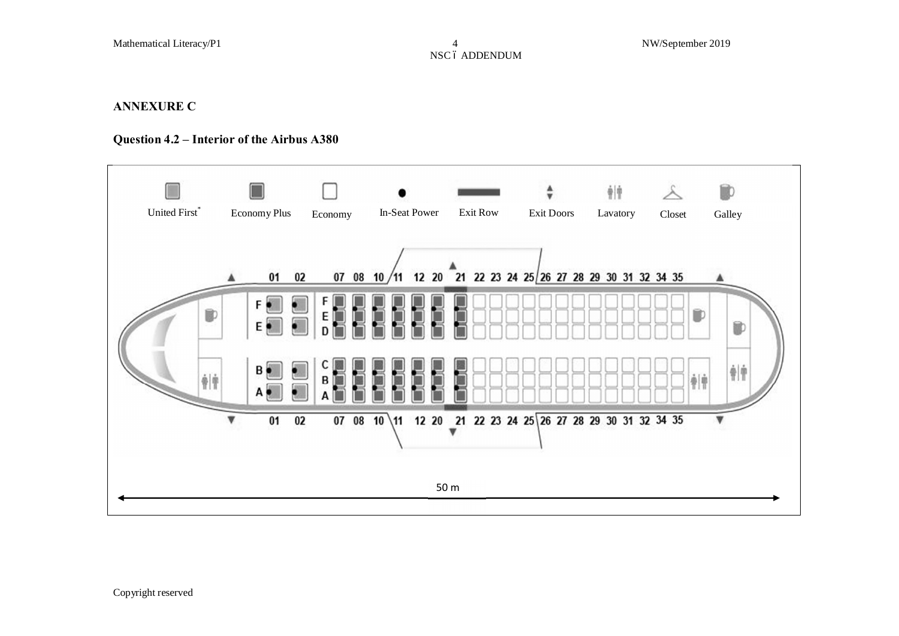## ANNEXURE C

### Question 4.2 – Interior of the Airbus A380

United First*

Economy Plus

Economy

In-Seat Power

Exit Row

Exit Doors

Lavatory

Closet

Galley

01 02 07 08 10 11 12 20 21 22 23 24 25 26 27 28 29 30 31 32 34 35

F E D

C B A

F E

B A

01 02 07 08 10 11 12 20 21 22 23 24 25 26 27 28 29 30 31 32 34 35

50 m